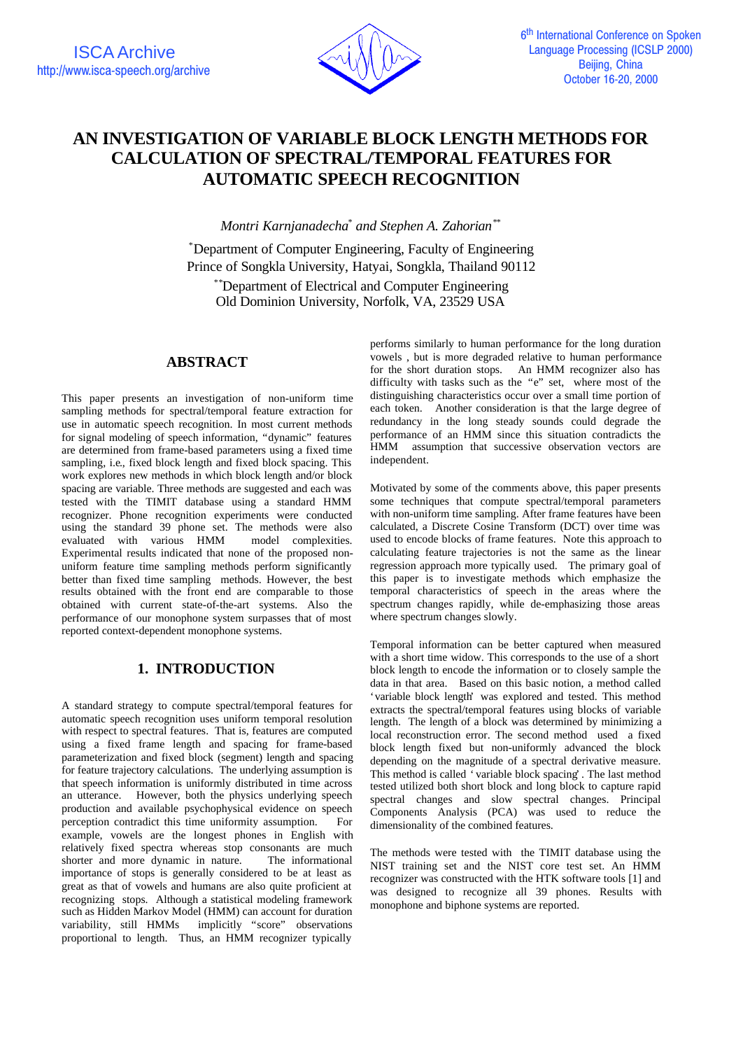# AN INVESTIGATION OF VARIABLE BLOCK LENGTH METHODS FOR CALCULATION OF SPECTRAL/TEMPORAL FEATURES FOR AUTOMATIC SPEECH RECOGNITION

*Montri Karnjanadecha*[*] *and Stephen A. Zahorian*[**]

[*]Department of Computer Engineering, Faculty of Engineering
Prince of Songkla University, Hatyai, Songkla, Thailand 90112

[**]Department of Electrical and Computer Engineering
Old Dominion University, Norfolk, VA, 23529 USA

## ABSTRACT

This paper presents an investigation of non-uniform time sampling methods for spectral/temporal feature extraction for use in automatic speech recognition. In most current methods for signal modeling of speech information, "dynamic" features are determined from frame-based parameters using a fixed time sampling, i.e., fixed block length and fixed block spacing. This work explores new methods in which block length and/or block spacing are variable. Three methods are suggested and each was tested with the TIMIT database using a standard HMM recognizer. Phone recognition experiments were conducted using the standard 39 phone set. The methods were also evaluated with various HMM model complexities. Experimental results indicated that none of the proposed non-uniform feature time sampling methods perform significantly better than fixed time sampling methods. However, the best results obtained with the front end are comparable to those obtained with current state-of-the-art systems. Also the performance of our monophone system surpasses that of most reported context-dependent monophone systems.

## 1. INTRODUCTION

A standard strategy to compute spectral/temporal features for automatic speech recognition uses uniform temporal resolution with respect to spectral features. That is, features are computed using a fixed frame length and spacing for frame-based parameterization and fixed block (segment) length and spacing for feature trajectory calculations. The underlying assumption is that speech information is uniformly distributed in time across an utterance. However, both the physics underlying speech production and available psychophysical evidence on speech perception contradict this time uniformity assumption. For example, vowels are the longest phones in English with relatively fixed spectra whereas stop consonants are much shorter and more dynamic in nature. The informational importance of stops is generally considered to be at least as great as that of vowels and humans are also quite proficient at recognizing stops. Although a statistical modeling framework such as Hidden Markov Model (HMM) can account for duration variability, still HMMs implicitly "score" observations proportional to length. Thus, an HMM recognizer typically performs similarly to human performance for the long duration vowels , but is more degraded relative to human performance for the short duration stops. An HMM recognizer also has difficulty with tasks such as the "e" set, where most of the distinguishing characteristics occur over a small time portion of each token. Another consideration is that the large degree of redundancy in the long steady sounds could degrade the performance of an HMM since this situation contradicts the HMM assumption that successive observation vectors are independent.

Motivated by some of the comments above, this paper presents some techniques that compute spectral/temporal parameters with non-uniform time sampling. After frame features have been calculated, a Discrete Cosine Transform (DCT) over time was used to encode blocks of frame features. Note this approach to calculating feature trajectories is not the same as the linear regression approach more typically used. The primary goal of this paper is to investigate methods which emphasize the temporal characteristics of speech in the areas where the spectrum changes rapidly, while de-emphasizing those areas where spectrum changes slowly.

Temporal information can be better captured when measured with a short time widow. This corresponds to the use of a short block length to encode the information or to closely sample the data in that area. Based on this basic notion, a method called 'variable block length' was explored and tested. This method extracts the spectral/temporal features using blocks of variable length. The length of a block was determined by minimizing a local reconstruction error. The second method used a fixed block length fixed but non-uniformly advanced the block depending on the magnitude of a spectral derivative measure. This method is called 'variable block spacing'. The last method tested utilized both short block and long block to capture rapid spectral changes and slow spectral changes. Principal Components Analysis (PCA) was used to reduce the dimensionality of the combined features.

The methods were tested with the TIMIT database using the NIST training set and the NIST core test set. An HMM recognizer was constructed with the HTK software tools [1] and was designed to recognize all 39 phones. Results with monophone and biphone systems are reported.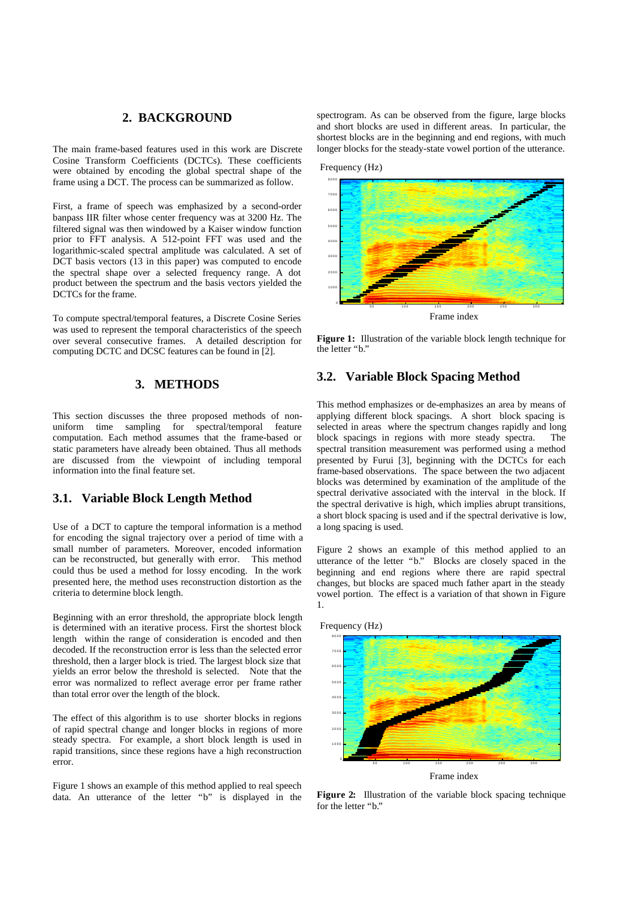## 2. BACKGROUND

The main frame-based features used in this work are Discrete Cosine Transform Coefficients (DCTCs). These coefficients were obtained by encoding the global spectral shape of the frame using a DCT. The process can be summarized as follow.

First, a frame of speech was emphasized by a second-order banpass IIR filter whose center frequency was at 3200 Hz. The filtered signal was then windowed by a Kaiser window function prior to FFT analysis. A 512-point FFT was used and the logarithmic-scaled spectral amplitude was calculated. A set of DCT basis vectors (13 in this paper) was computed to encode the spectral shape over a selected frequency range. A dot product between the spectrum and the basis vectors yielded the DCTCs for the frame.

To compute spectral/temporal features, a Discrete Cosine Series was used to represent the temporal characteristics of the speech over several consecutive frames. A detailed description for computing DCTC and DCSC features can be found in [2].

## 3. METHODS

This section discusses the three proposed methods of non-uniform time sampling for spectral/temporal feature computation. Each method assumes that the frame-based or static parameters have already been obtained. Thus all methods are discussed from the viewpoint of including temporal information into the final feature set.

### 3.1. Variable Block Length Method

Use of a DCT to capture the temporal information is a method for encoding the signal trajectory over a period of time with a small number of parameters. Moreover, encoded information can be reconstructed, but generally with error. This method could thus be used a method for lossy encoding. In the work presented here, the method uses reconstruction distortion as the criteria to determine block length.

Beginning with an error threshold, the appropriate block length is determined with an iterative process. First the shortest block length within the range of consideration is encoded and then decoded. If the reconstruction error is less than the selected error threshold, then a larger block is tried. The largest block size that yields an error below the threshold is selected. Note that the error was normalized to reflect average error per frame rather than total error over the length of the block.

The effect of this algorithm is to use shorter blocks in regions of rapid spectral change and longer blocks in regions of more steady spectra. For example, a short block length is used in rapid transitions, since these regions have a high reconstruction error.

Figure 1 shows an example of this method applied to real speech data. An utterance of the letter "b" is displayed in the spectrogram. As can be observed from the figure, large blocks and short blocks are used in different areas. In particular, the shortest blocks are in the beginning and end regions, with much longer blocks for the steady-state vowel portion of the utterance.

**Figure 1:** Illustration of the variable block length technique for the letter "b."

### 3.2. Variable Block Spacing Method

This method emphasizes or de-emphasizes an area by means of applying different block spacings. A short block spacing is selected in areas where the spectrum changes rapidly and long block spacings in regions with more steady spectra. The spectral transition measurement was performed using a method presented by Furui [3], beginning with the DCTCs for each frame-based observations. The space between the two adjacent blocks was determined by examination of the amplitude of the spectral derivative associated with the interval in the block. If the spectral derivative is high, which implies abrupt transitions, a short block spacing is used and if the spectral derivative is low, a long spacing is used.

Figure 2 shows an example of this method applied to an utterance of the letter "b." Blocks are closely spaced in the beginning and end regions where there are rapid spectral changes, but blocks are spaced much father apart in the steady vowel portion. The effect is a variation of that shown in Figure 1.

**Figure 2:** Illustration of the variable block spacing technique for the letter "b."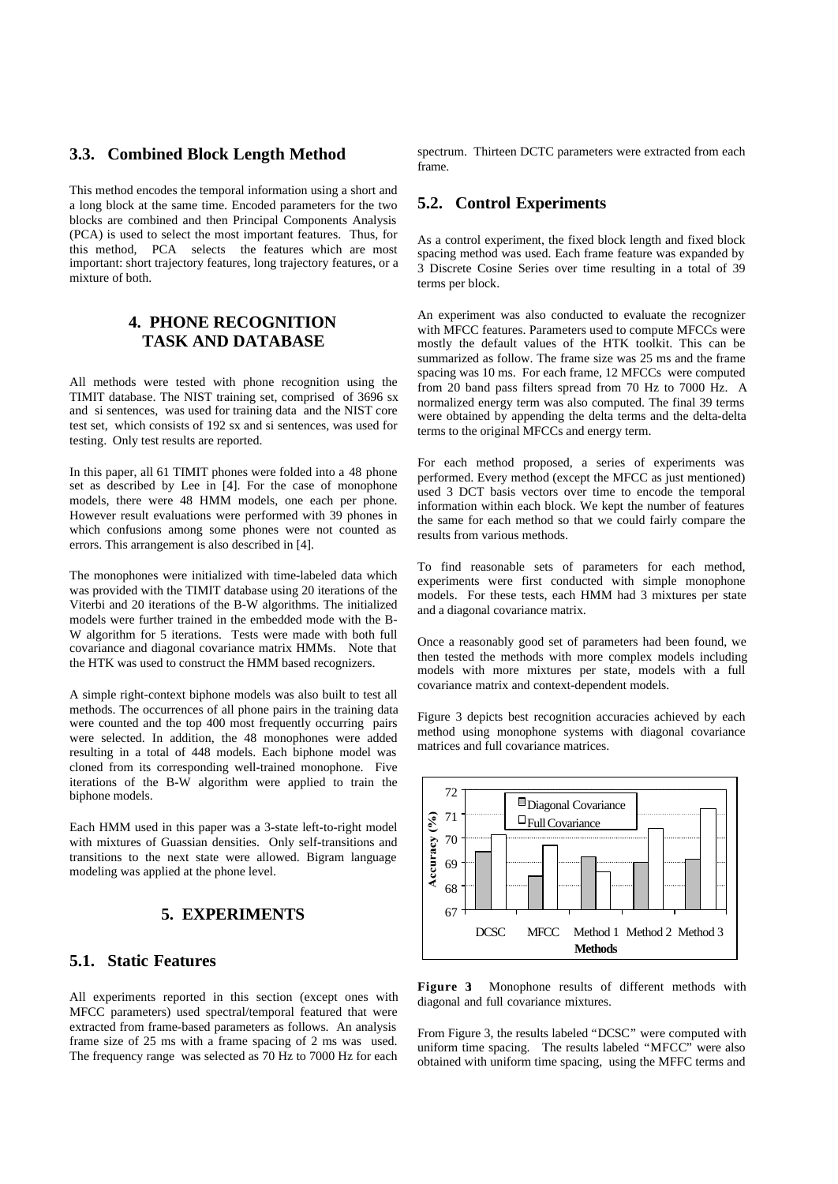### 3.3. Combined Block Length Method

This method encodes the temporal information using a short and a long block at the same time. Encoded parameters for the two blocks are combined and then Principal Components Analysis (PCA) is used to select the most important features. Thus, for this method, PCA selects the features which are most important: short trajectory features, long trajectory features, or a mixture of both.

## 4. PHONE RECOGNITION TASK AND DATABASE

All methods were tested with phone recognition using the TIMIT database. The NIST training set, comprised of 3696 sx and si sentences, was used for training data and the NIST core test set, which consists of 192 sx and si sentences, was used for testing. Only test results are reported.

In this paper, all 61 TIMIT phones were folded into a 48 phone set as described by Lee in [4]. For the case of monophone models, there were 48 HMM models, one each per phone. However result evaluations were performed with 39 phones in which confusions among some phones were not counted as errors. This arrangement is also described in [4].

The monophones were initialized with time-labeled data which was provided with the TIMIT database using 20 iterations of the Viterbi and 20 iterations of the B-W algorithms. The initialized models were further trained in the embedded mode with the B-W algorithm for 5 iterations. Tests were made with both full covariance and diagonal covariance matrix HMMs. Note that the HTK was used to construct the HMM based recognizers.

A simple right-context biphone models was also built to test all methods. The occurrences of all phone pairs in the training data were counted and the top 400 most frequently occurring pairs were selected. In addition, the 48 monophones were added resulting in a total of 448 models. Each biphone model was cloned from its corresponding well-trained monophone. Five iterations of the B-W algorithm were applied to train the biphone models.

Each HMM used in this paper was a 3-state left-to-right model with mixtures of Guassian densities. Only self-transitions and transitions to the next state were allowed. Bigram language modeling was applied at the phone level.

## 5. EXPERIMENTS

### 5.1. Static Features

All experiments reported in this section (except ones with MFCC parameters) used spectral/temporal featured that were extracted from frame-based parameters as follows. An analysis frame size of 25 ms with a frame spacing of 2 ms was used. The frequency range was selected as 70 Hz to 7000 Hz for each spectrum. Thirteen DCTC parameters were extracted from each frame.

### 5.2. Control Experiments

As a control experiment, the fixed block length and fixed block spacing method was used. Each frame feature was expanded by 3 Discrete Cosine Series over time resulting in a total of 39 terms per block.

An experiment was also conducted to evaluate the recognizer with MFCC features. Parameters used to compute MFCCs were mostly the default values of the HTK toolkit. This can be summarized as follow. The frame size was 25 ms and the frame spacing was 10 ms. For each frame, 12 MFCCs were computed from 20 band pass filters spread from 70 Hz to 7000 Hz. A normalized energy term was also computed. The final 39 terms were obtained by appending the delta terms and the delta-delta terms to the original MFCCs and energy term.

For each method proposed, a series of experiments was performed. Every method (except the MFCC as just mentioned) used 3 DCT basis vectors over time to encode the temporal information within each block. We kept the number of features the same for each method so that we could fairly compare the results from various methods.

To find reasonable sets of parameters for each method, experiments were first conducted with simple monophone models. For these tests, each HMM had 3 mixtures per state and a diagonal covariance matrix.

Once a reasonably good set of parameters had been found, we then tested the methods with more complex models including models with more mixtures per state, models with a full covariance matrix and context-dependent models.

Figure 3 depicts best recognition accuracies achieved by each method using monophone systems with diagonal covariance matrices and full covariance matrices.

**Figure 3** Monophone results of different methods with diagonal and full covariance mixtures.

From Figure 3, the results labeled "DCSC" were computed with uniform time spacing. The results labeled "MFCC" were also obtained with uniform time spacing, using the MFFC terms and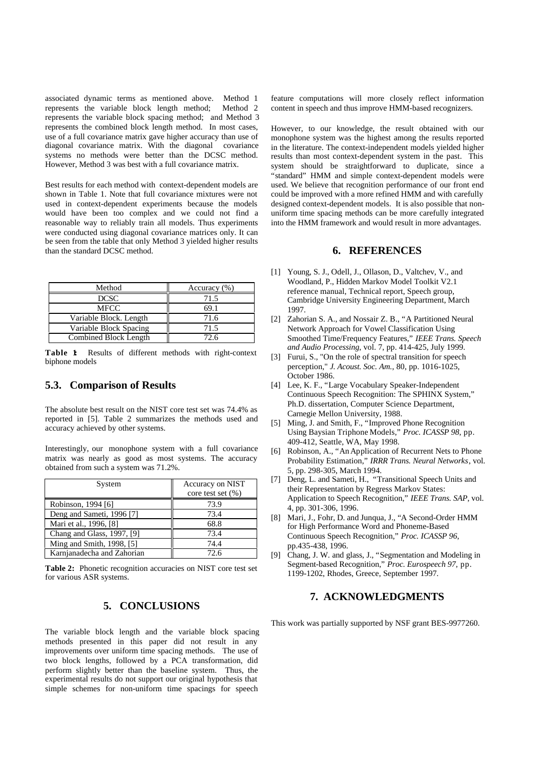associated dynamic terms as mentioned above. Method 1 represents the variable block length method; Method 2 represents the variable block spacing method; and Method 3 represents the combined block length method. In most cases, use of a full covariance matrix gave higher accuracy than use of diagonal covariance matrix. With the diagonal covariance systems no methods were better than the DCSC method. However, Method 3 was best with a full covariance matrix.

Best results for each method with context-dependent models are shown in Table 1. Note that full covariance mixtures were not used in context-dependent experiments because the models would have been too complex and we could not find a reasonable way to reliably train all models. Thus experiments were conducted using diagonal covariance matrices only. It can be seen from the table that only Method 3 yielded higher results than the standard DCSC method.

| Method | Accuracy (%) |
|---|---|
| DCSC | 71.5 |
| MFCC | 69.1 |
| Variable Block. Length | 71.6 |
| Variable Block Spacing | 71.5 |
| Combined Block Length | 72.6 |

**Table 1:** Results of different methods with right-context biphone models

## 5.3. Comparison of Results

The absolute best result on the NIST core test set was 74.4% as reported in [5]. Table 2 summarizes the methods used and accuracy achieved by other systems.

Interestingly, our monophone system with a full covariance matrix was nearly as good as most systems. The accuracy obtained from such a system was 71.2%.

| System | Accuracy on NIST core test set (%) |
|---|---|
| Robinson, 1994 [6] | 73.9 |
| Deng and Sameti, 1996 [7] | 73.4 |
| Mari et al., 1996, [8] | 68.8 |
| Chang and Glass, 1997, [9] | 73.4 |
| Ming and Smith, 1998, [5] | 74.4 |
| Karnjanadecha and Zahorian | 72.6 |

**Table 2:** Phonetic recognition accuracies on NIST core test set for various ASR systems.

## 5. CONCLUSIONS

The variable block length and the variable block spacing methods presented in this paper did not result in any improvements over uniform time spacing methods. The use of two block lengths, followed by a PCA transformation, did perform slightly better than the baseline system. Thus, the experimental results do not support our original hypothesis that simple schemes for non-uniform time spacings for speech feature computations will more closely reflect information content in speech and thus improve HMM-based recognizers.

However, to our knowledge, the result obtained with our monophone system was the highest among the results reported in the literature. The context-independent models yielded higher results than most context-dependent system in the past. This system should be straightforward to duplicate, since a "standard" HMM and simple context-dependent models were used. We believe that recognition performance of our front end could be improved with a more refined HMM and with carefully designed context-dependent models. It is also possible that non-uniform time spacing methods can be more carefully integrated into the HMM framework and would result in more advantages.

## 6. REFERENCES

[1] Young, S. J., Odell, J., Ollason, D., Valtchev, V., and Woodland, P., Hidden Markov Model Toolkit V2.1 reference manual, Technical report, Speech group, Cambridge University Engineering Department, March 1997.

[2] Zahorian S. A., and Nossair Z. B., "A Partitioned Neural Network Approach for Vowel Classification Using Smoothed Time/Frequency Features," *IEEE Trans. Speech and Audio Processing*, vol. 7, pp. 414-425, July 1999.

[3] Furui, S., "On the role of spectral transition for speech perception," *J. Acoust. Soc. Am.*, 80, pp. 1016-1025, October 1986.

[4] Lee, K. F., "Large Vocabulary Speaker-Independent Continuous Speech Recognition: The SPHINX System," Ph.D. dissertation, Computer Science Department, Carnegie Mellon University, 1988.

[5] Ming, J. and Smith, F., "Improved Phone Recognition Using Baysian Triphone Models," *Proc. ICASSP 98*, pp. 409-412, Seattle, WA, May 1998.

[6] Robinson, A., "An Application of Recurrent Nets to Phone Probability Estimation," *IRRR Trans. Neural Networks*, vol. 5, pp. 298-305, March 1994.

[7] Deng, L. and Sameti, H., "Transitional Speech Units and their Representation by Regress Markov States: Application to Speech Recognition," *IEEE Trans. SAP*, vol. 4, pp. 301-306, 1996.

[8] Mari, J., Fohr, D. and Junqua, J., "A Second-Order HMM for High Performance Word and Phoneme-Based Continuous Speech Recognition," *Proc. ICASSP 96*, pp.435-438, 1996.

[9] Chang, J. W. and glass, J., "Segmentation and Modeling in Segment-based Recognition," *Proc. Eurospeech 97*, pp. 1199-1202, Rhodes, Greece, September 1997.

## 7. ACKNOWLEDGMENTS

This work was partially supported by NSF grant BES-9977260.